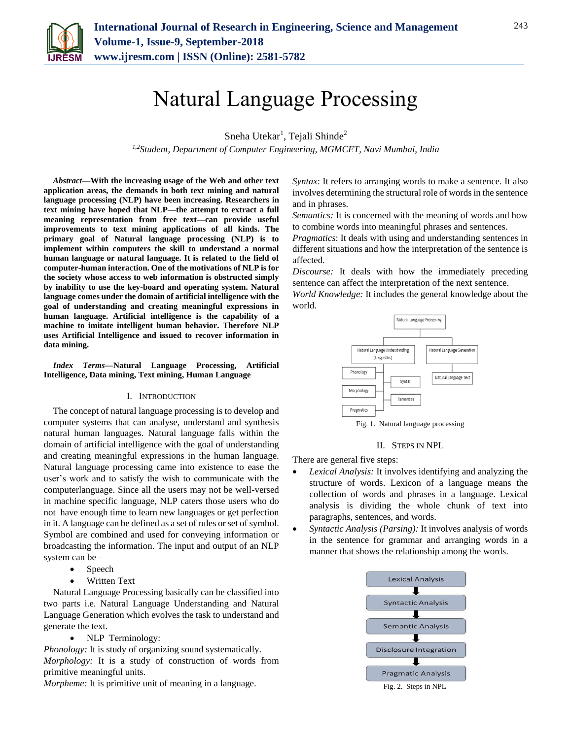# Natural Language Processing

Sneha Utekar[1], Tejali Shinde[2]

[1,2]*Student, Department of Computer Engineering, MGMCET, Navi Mumbai, India*

***Abstract*—With the increasing usage of the Web and other text application areas, the demands in both text mining and natural language processing (NLP) have been increasing. Researchers in text mining have hoped that NLP—the attempt to extract a full meaning representation from free text—can provide useful improvements to text mining applications of all kinds. The primary goal of Natural language processing (NLP) is to implement within computers the skill to understand a normal human language or natural language. It is related to the field of computer-human interaction. One of the motivations of NLP is for the society whose access to web information is obstructed simply by inability to use the key-board and operating system. Natural language comes under the domain of artificial intelligence with the goal of understanding and creating meaningful expressions in human language. Artificial intelligence is the capability of a machine to imitate intelligent human behavior. Therefore NLP uses Artificial Intelligence and issued to recover information in data mining.**

***Index Terms*—Natural Language Processing, Artificial Intelligence, Data mining, Text mining, Human Language**

## I. Introduction

The concept of natural language processing is to develop and computer systems that can analyse, understand and synthesis natural human languages. Natural language falls within the domain of artificial intelligence with the goal of understanding and creating meaningful expressions in the human language. Natural language processing came into existence to ease the user's work and to satisfy the wish to communicate with the computerlanguage. Since all the users may not be well-versed in machine specific language, NLP caters those users who do not have enough time to learn new languages or get perfection in it. A language can be defined as a set of rules or set of symbol. Symbol are combined and used for conveying information or broadcasting the information. The input and output of an NLP system can be –

- Speech
- Written Text

Natural Language Processing basically can be classified into two parts i.e. Natural Language Understanding and Natural Language Generation which evolves the task to understand and generate the text.

- NLP Terminology:

*Phonology:* It is study of organizing sound systematically.

*Morphology:* It is a study of construction of words from primitive meaningful units.

*Morpheme:* It is primitive unit of meaning in a language.

*Syntax*: It refers to arranging words to make a sentence. It also involves determining the structural role of words in the sentence and in phrases.

*Semantics:* It is concerned with the meaning of words and how to combine words into meaningful phrases and sentences.

*Pragmatics*: It deals with using and understanding sentences in different situations and how the interpretation of the sentence is affected.

*Discourse:* It deals with how the immediately preceding sentence can affect the interpretation of the next sentence.

*World Knowledge:* It includes the general knowledge about the world.

Fig. 1. Natural language processing

## II. Steps in NPL

There are general five steps:

- *Lexical Analysis:* It involves identifying and analyzing the structure of words. Lexicon of a language means the collection of words and phrases in a language. Lexical analysis is dividing the whole chunk of text into paragraphs, sentences, and words.
- *Syntactic Analysis (Parsing):* It involves analysis of words in the sentence for grammar and arranging words in a manner that shows the relationship among the words.

Fig. 2. Steps in NPL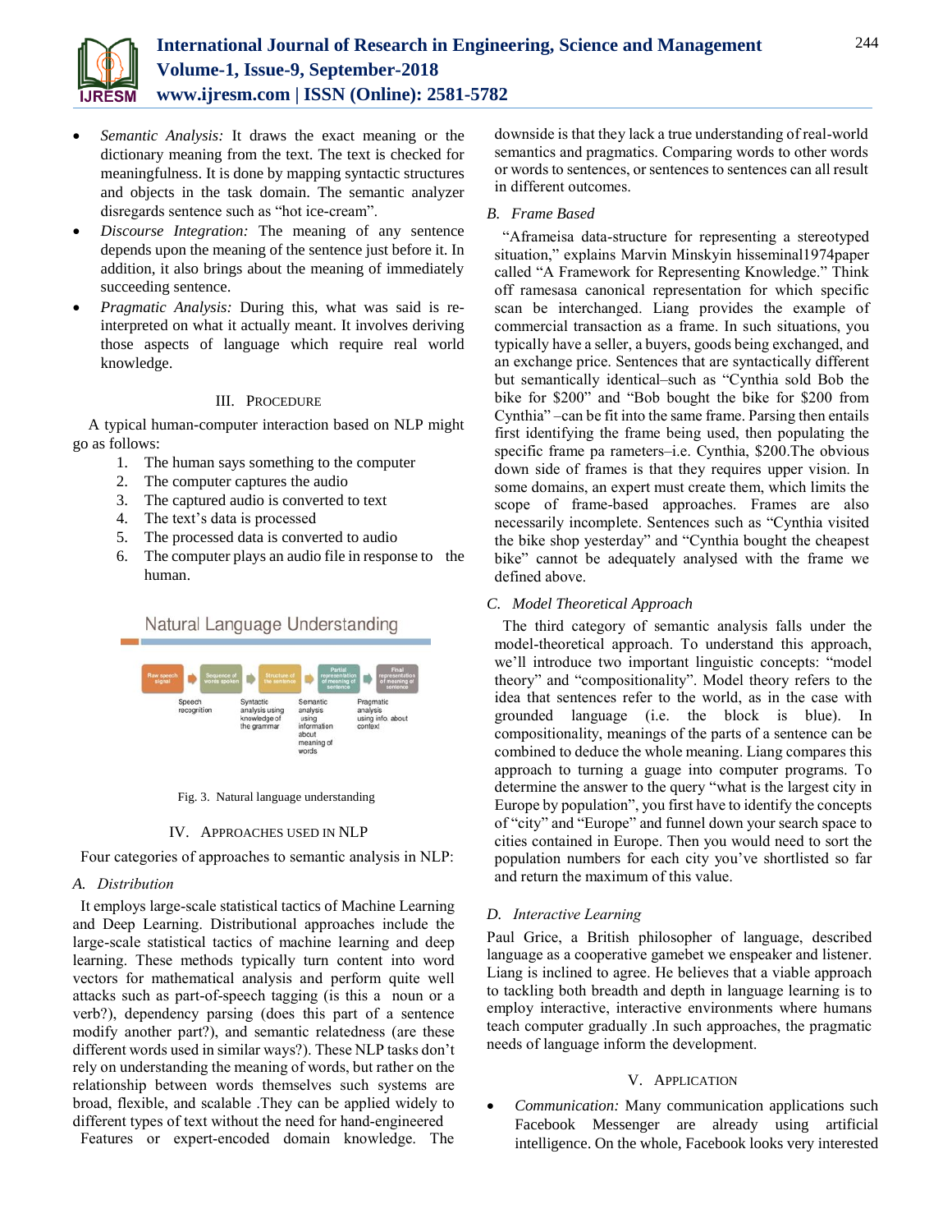- *Semantic Analysis:* It draws the exact meaning or the dictionary meaning from the text. The text is checked for meaningfulness. It is done by mapping syntactic structures and objects in the task domain. The semantic analyzer disregards sentence such as "hot ice-cream".
- *Discourse Integration:* The meaning of any sentence depends upon the meaning of the sentence just before it. In addition, it also brings about the meaning of immediately succeeding sentence.
- *Pragmatic Analysis:* During this, what was said is re-interpreted on what it actually meant. It involves deriving those aspects of language which require real world knowledge.

## III. Procedure

A typical human-computer interaction based on NLP might go as follows:

1. The human says something to the computer
2. The computer captures the audio
3. The captured audio is converted to text
4. The text's data is processed
5. The processed data is converted to audio
6. The computer plays an audio file in response to the human.

Natural Language Understanding

Raw speech signal → Sequence of words spoken → Structure of the sentence → Partial representation of meaning of sentence → Final representation of meaning of sentence

Speech recognition; Syntactic analysis using knowledge of the grammar; Semantic analysis using information about meaning of words; Pragmatic analysis using info. about context

Fig. 3. Natural language understanding

## IV. Approaches Used in NLP

Four categories of approaches to semantic analysis in NLP:

### A. Distribution

It employs large-scale statistical tactics of Machine Learning and Deep Learning. Distributional approaches include the large-scale statistical tactics of machine learning and deep learning. These methods typically turn content into word vectors for mathematical analysis and perform quite well attacks such as part-of-speech tagging (is this a noun or a verb?), dependency parsing (does this part of a sentence modify another part?), and semantic relatedness (are these different words used in similar ways?). These NLP tasks don't rely on understanding the meaning of words, but rather on the relationship between words themselves such systems are broad, flexible, and scalable .They can be applied widely to different types of text without the need for hand-engineered Features or expert-encoded domain knowledge. The downside is that they lack a true understanding of real-world semantics and pragmatics. Comparing words to other words or words to sentences, or sentences to sentences can all result in different outcomes.

### B. Frame Based

"Aframeisa data-structure for representing a stereotyped situation," explains Marvin Minskyin hisseminal1974paper called "A Framework for Representing Knowledge." Think off ramesasa canonical representation for which specific scan be interchanged. Liang provides the example of commercial transaction as a frame. In such situations, you typically have a seller, a buyers, goods being exchanged, and an exchange price. Sentences that are syntactically different but semantically identical–such as "Cynthia sold Bob the bike for $200" and "Bob bought the bike for $200 from Cynthia" –can be fit into the same frame. Parsing then entails first identifying the frame being used, then populating the specific frame pa rameters–i.e. Cynthia, $200.The obvious down side of frames is that they requires upper vision. In some domains, an expert must create them, which limits the scope of frame-based approaches. Frames are also necessarily incomplete. Sentences such as "Cynthia visited the bike shop yesterday" and "Cynthia bought the cheapest bike" cannot be adequately analysed with the frame we defined above.

### C. Model Theoretical Approach

The third category of semantic analysis falls under the model-theoretical approach. To understand this approach, we'll introduce two important linguistic concepts: "model theory" and "compositionality". Model theory refers to the idea that sentences refer to the world, as in the case with grounded language (i.e. the block is blue). In compositionality, meanings of the parts of a sentence can be combined to deduce the whole meaning. Liang compares this approach to turning a guage into computer programs. To determine the answer to the query "what is the largest city in Europe by population", you first have to identify the concepts of "city" and "Europe" and funnel down your search space to cities contained in Europe. Then you would need to sort the population numbers for each city you've shortlisted so far and return the maximum of this value.

### D. Interactive Learning

Paul Grice, a British philosopher of language, described language as a cooperative gamebet we enspeaker and listener. Liang is inclined to agree. He believes that a viable approach to tackling both breadth and depth in language learning is to employ interactive, interactive environments where humans teach computer gradually .In such approaches, the pragmatic needs of language inform the development.

## V. Application

- *Communication:* Many communication applications such Facebook Messenger are already using artificial intelligence. On the whole, Facebook looks very interested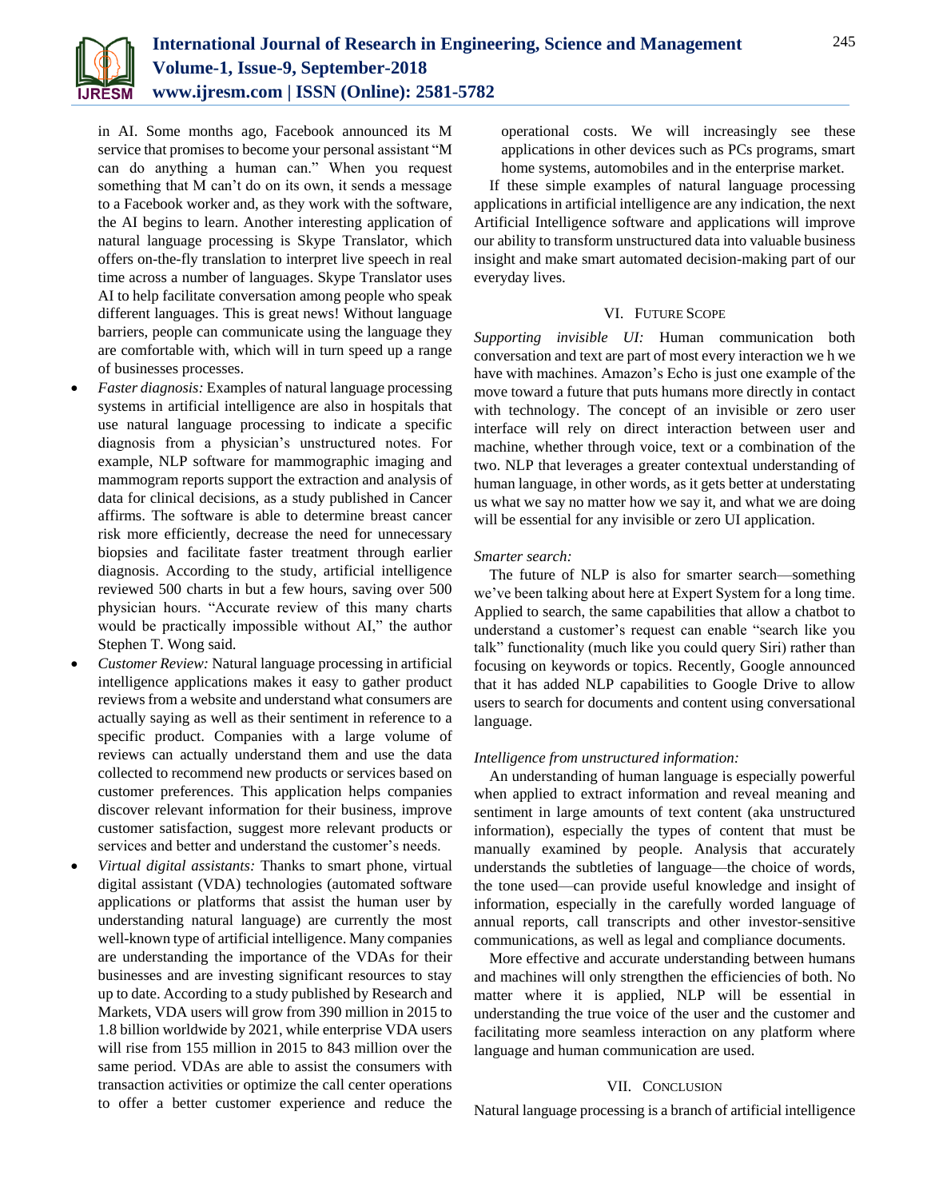in AI. Some months ago, Facebook announced its M service that promises to become your personal assistant "M can do anything a human can." When you request something that M can't do on its own, it sends a message to a Facebook worker and, as they work with the software, the AI begins to learn. Another interesting application of natural language processing is Skype Translator, which offers on-the-fly translation to interpret live speech in real time across a number of languages. Skype Translator uses AI to help facilitate conversation among people who speak different languages. This is great news! Without language barriers, people can communicate using the language they are comfortable with, which will in turn speed up a range of businesses processes.

- *Faster diagnosis:* Examples of natural language processing systems in artificial intelligence are also in hospitals that use natural language processing to indicate a specific diagnosis from a physician's unstructured notes. For example, NLP software for mammographic imaging and mammogram reports support the extraction and analysis of data for clinical decisions, as a study published in Cancer affirms. The software is able to determine breast cancer risk more efficiently, decrease the need for unnecessary biopsies and facilitate faster treatment through earlier diagnosis. According to the study, artificial intelligence reviewed 500 charts in but a few hours, saving over 500 physician hours. "Accurate review of this many charts would be practically impossible without AI," the author Stephen T. Wong said.
- *Customer Review:* Natural language processing in artificial intelligence applications makes it easy to gather product reviews from a website and understand what consumers are actually saying as well as their sentiment in reference to a specific product. Companies with a large volume of reviews can actually understand them and use the data collected to recommend new products or services based on customer preferences. This application helps companies discover relevant information for their business, improve customer satisfaction, suggest more relevant products or services and better and understand the customer's needs.
- *Virtual digital assistants:* Thanks to smart phone, virtual digital assistant (VDA) technologies (automated software applications or platforms that assist the human user by understanding natural language) are currently the most well-known type of artificial intelligence. Many companies are understanding the importance of the VDAs for their businesses and are investing significant resources to stay up to date. According to a study published by Research and Markets, VDA users will grow from 390 million in 2015 to 1.8 billion worldwide by 2021, while enterprise VDA users will rise from 155 million in 2015 to 843 million over the same period. VDAs are able to assist the consumers with transaction activities or optimize the call center operations to offer a better customer experience and reduce the operational costs. We will increasingly see these applications in other devices such as PCs programs, smart home systems, automobiles and in the enterprise market.

If these simple examples of natural language processing applications in artificial intelligence are any indication, the next Artificial Intelligence software and applications will improve our ability to transform unstructured data into valuable business insight and make smart automated decision-making part of our everyday lives.

## VI. Future Scope

*Supporting invisible UI:* Human communication both conversation and text are part of most every interaction we h we have with machines. Amazon's Echo is just one example of the move toward a future that puts humans more directly in contact with technology. The concept of an invisible or zero user interface will rely on direct interaction between user and machine, whether through voice, text or a combination of the two. NLP that leverages a greater contextual understanding of human language, in other words, as it gets better at understating us what we say no matter how we say it, and what we are doing will be essential for any invisible or zero UI application.

*Smarter search:*

The future of NLP is also for smarter search—something we've been talking about here at Expert System for a long time. Applied to search, the same capabilities that allow a chatbot to understand a customer's request can enable "search like you talk" functionality (much like you could query Siri) rather than focusing on keywords or topics. Recently, Google announced that it has added NLP capabilities to Google Drive to allow users to search for documents and content using conversational language.

*Intelligence from unstructured information:*

An understanding of human language is especially powerful when applied to extract information and reveal meaning and sentiment in large amounts of text content (aka unstructured information), especially the types of content that must be manually examined by people. Analysis that accurately understands the subtleties of language—the choice of words, the tone used—can provide useful knowledge and insight of information, especially in the carefully worded language of annual reports, call transcripts and other investor-sensitive communications, as well as legal and compliance documents.

More effective and accurate understanding between humans and machines will only strengthen the efficiencies of both. No matter where it is applied, NLP will be essential in understanding the true voice of the user and the customer and facilitating more seamless interaction on any platform where language and human communication are used.

## VII. Conclusion

Natural language processing is a branch of artificial intelligence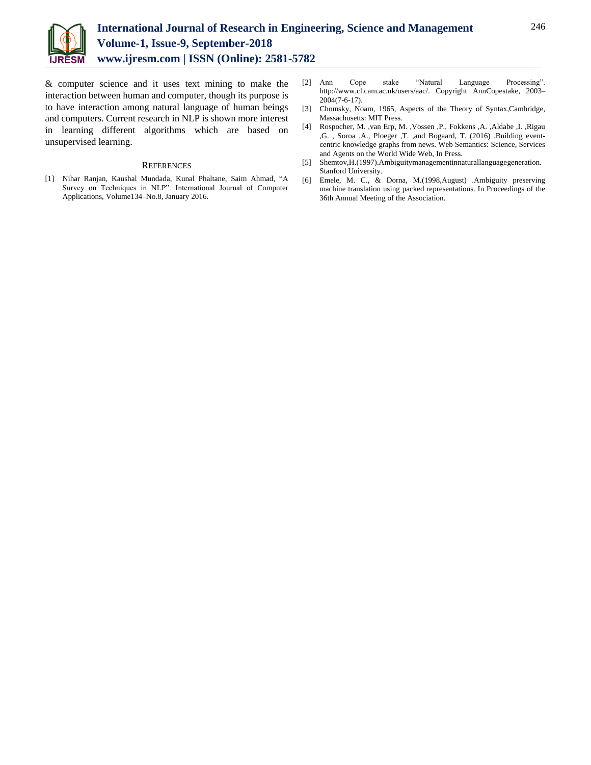& computer science and it uses text mining to make the interaction between human and computer, though its purpose is to have interaction among natural language of human beings and computers. Current research in NLP is shown more interest in learning different algorithms which are based on unsupervised learning.

## REFERENCES

[1] Nihar Ranjan, Kaushal Mundada, Kunal Phaltane, Saim Ahmad, "A Survey on Techniques in NLP". International Journal of Computer Applications, Volume134–No.8, January 2016.

[2] Ann Cope stake "Natural Language Processing". http://www.cl.cam.ac.uk/users/aac/. Copyright AnnCopestake, 2003–2004(7-6-17).

[3] Chomsky, Noam, 1965, Aspects of the Theory of Syntax,Cambridge, Massachusetts: MIT Press.

[4] Rospocher, M. ,van Erp, M. ,Vossen ,P., Fokkens ,A. ,Aldabe ,I. ,Rigau ,G. , Soroa ,A., Ploeger ,T. ,and Bogaard, T. (2016) .Building event-centric knowledge graphs from news. Web Semantics: Science, Services and Agents on the World Wide Web, In Press.

[5] Shemtov,H.(1997).Ambiguitymanagementinnaturallanguagegeneration. Stanford University.

[6] Emele, M. C., & Dorna, M.(1998,August) .Ambiguity preserving machine translation using packed representations. In Proceedings of the 36th Annual Meeting of the Association.